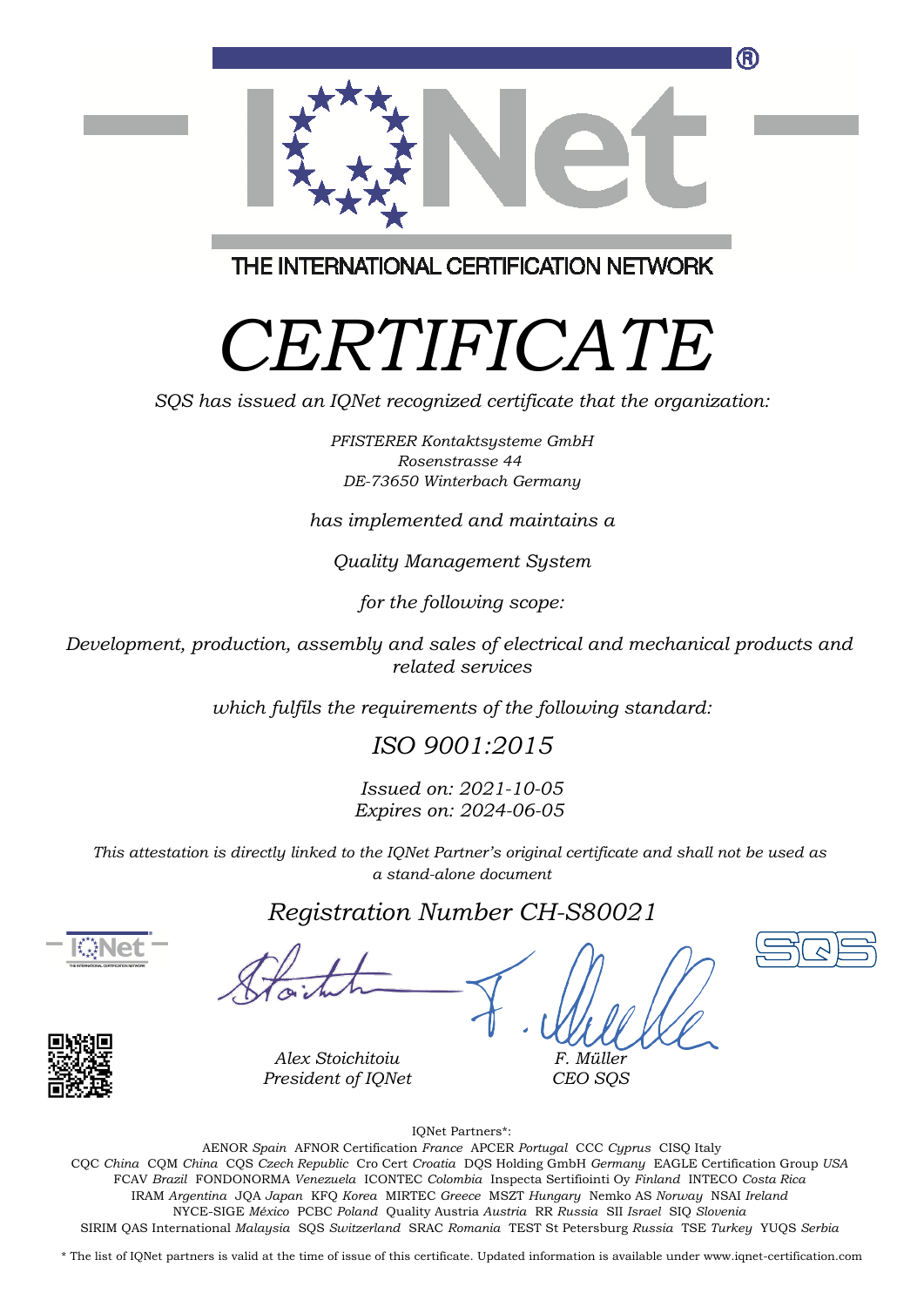THE INTERNATIONAL CERTIFICATION NETWORK

# *CERTIFICATE*

*SQS has issued an IQNet recognized certificate that the organization:*

*PFISTERER Kontaktsysteme GmbH*
*Rosenstrasse 44*
*DE-73650 Winterbach Germany*

*has implemented and maintains a*

*Quality Management System*

*for the following scope:*

*Development, production, assembly and sales of electrical and mechanical products and related services*

*which fulfils the requirements of the following standard:*

*ISO 9001:2015*

*Issued on: 2021-10-05*
*Expires on: 2024-06-05*

*This attestation is directly linked to the IQNet Partner's original certificate and shall not be used as a stand-alone document*

*Registration Number CH-S80021*

*Alex Stoichitoiu*
*President of IQNet*

*F. Müller*
*CEO SQS*

IQNet Partners*:

AENOR *Spain* AFNOR Certification *France* APCER *Portugal* CCC *Cyprus* CISQ Italy
CQC *China* CQM *China* CQS *Czech Republic* Cro Cert *Croatia* DQS Holding GmbH *Germany* EAGLE Certification Group *USA*
FCAV *Brazil* FONDONORMA *Venezuela* ICONTEC *Colombia* Inspecta Sertifiointi Oy *Finland* INTECO *Costa Rica*
IRAM *Argentina* JQA *Japan* KFQ *Korea* MIRTEC *Greece* MSZT *Hungary* Nemko AS *Norway* NSAI *Ireland*
NYCE-SIGE *México* PCBC *Poland* Quality Austria *Austria* RR *Russia* SII *Israel* SIQ *Slovenia*
SIRIM QAS International *Malaysia* SQS *Switzerland* SRAC *Romania* TEST St Petersburg *Russia* TSE *Turkey* YUQS *Serbia*

* The list of IQNet partners is valid at the time of issue of this certificate. Updated information is available under www.iqnet-certification.com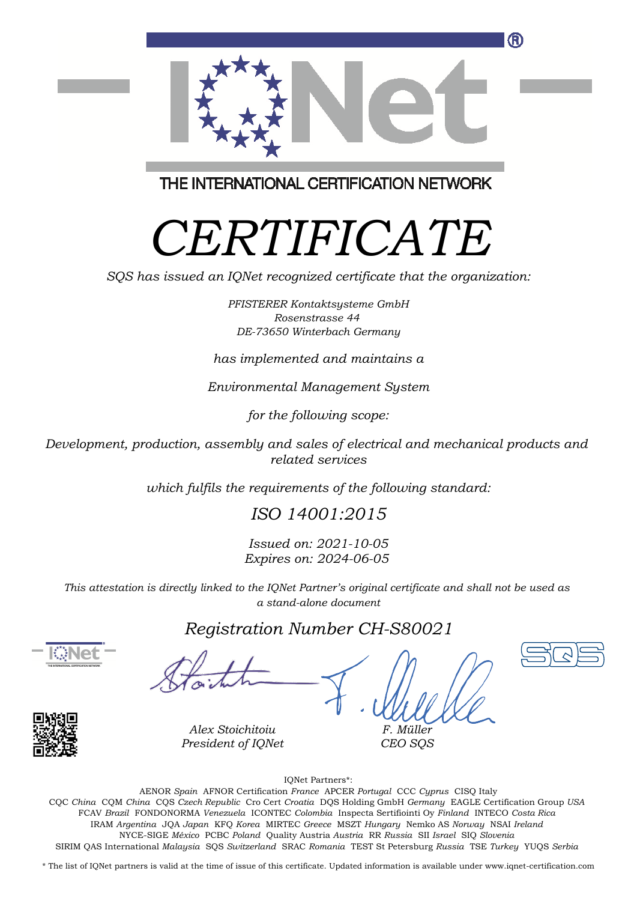THE INTERNATIONAL CERTIFICATION NETWORK

# *CERTIFICATE*

*SQS has issued an IQNet recognized certificate that the organization:*

*PFISTERER Kontaktsysteme GmbH*
*Rosenstrasse 44*
*DE-73650 Winterbach Germany*

*has implemented and maintains a*

*Environmental Management System*

*for the following scope:*

*Development, production, assembly and sales of electrical and mechanical products and related services*

*which fulfils the requirements of the following standard:*

## *ISO 14001:2015*

*Issued on: 2021-10-05*
*Expires on: 2024-06-05*

*This attestation is directly linked to the IQNet Partner's original certificate and shall not be used as a stand-alone document*

## *Registration Number CH-S80021*

*Alex Stoichitoiu*
*President of IQNet*

*F. Müller*
*CEO SQS*

IQNet Partners*:

AENOR *Spain* AFNOR Certification *France* APCER *Portugal* CCC *Cyprus* CISQ Italy
CQC *China* CQM *China* CQS *Czech Republic* Cro Cert *Croatia* DQS Holding GmbH *Germany* EAGLE Certification Group *USA*
FCAV *Brazil* FONDONORMA *Venezuela* ICONTEC *Colombia* Inspecta Sertifiointi Oy *Finland* INTECO *Costa Rica*
IRAM *Argentina* JQA *Japan* KFQ *Korea* MIRTEC *Greece* MSZT *Hungary* Nemko AS *Norway* NSAI *Ireland*
NYCE-SIGE *México* PCBC *Poland* Quality Austria *Austria* RR *Russia* SII *Israel* SIQ *Slovenia*
SIRIM QAS International *Malaysia* SQS *Switzerland* SRAC *Romania* TEST St Petersburg *Russia* TSE *Turkey* YUQS *Serbia*

* The list of IQNet partners is valid at the time of issue of this certificate. Updated information is available under www.iqnet-certification.com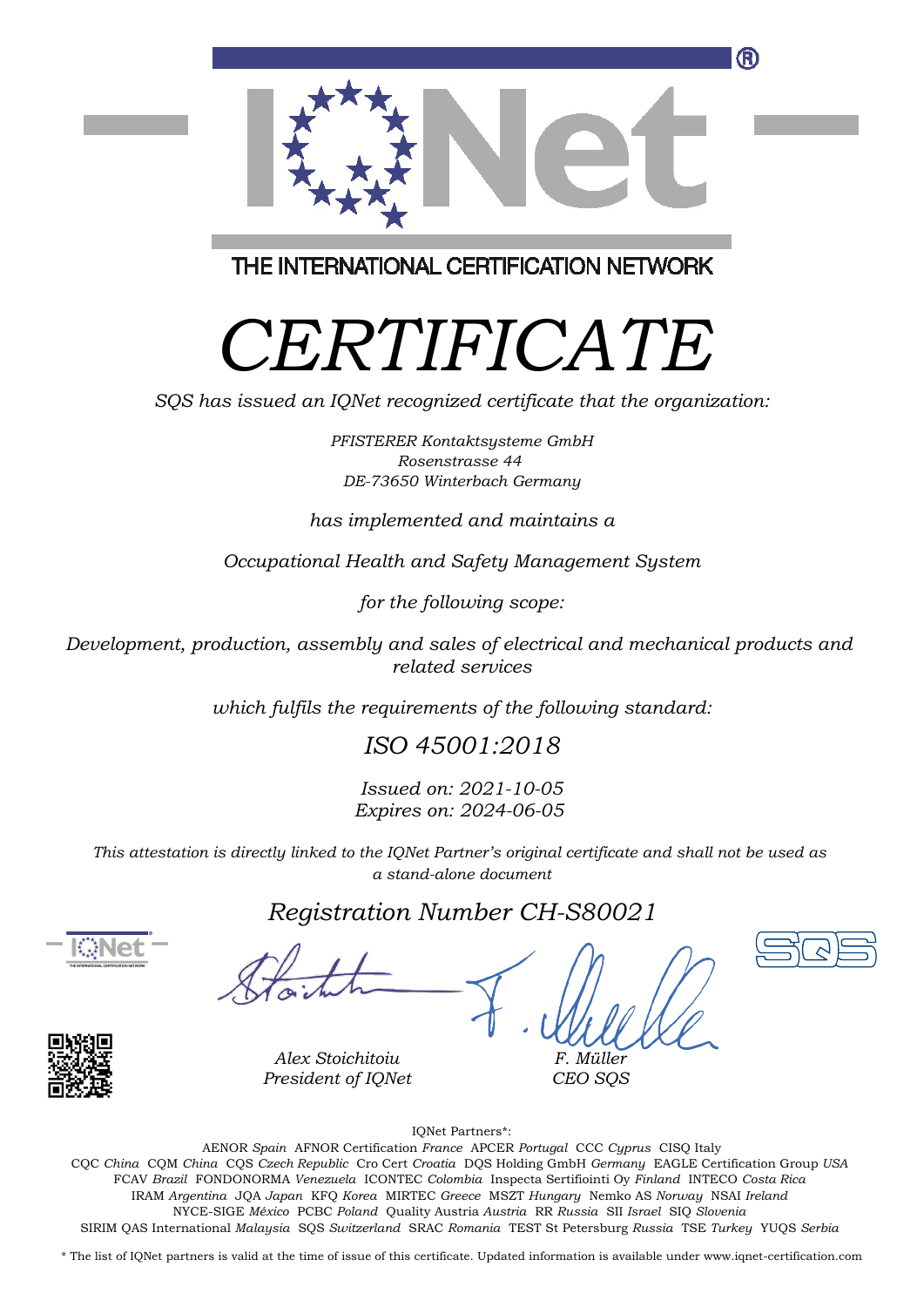THE INTERNATIONAL CERTIFICATION NETWORK

# *CERTIFICATE*

*SQS has issued an IQNet recognized certificate that the organization:*

*PFISTERER Kontaktsysteme GmbH*
*Rosenstrasse 44*
*DE-73650 Winterbach Germany*

*has implemented and maintains a*

*Occupational Health and Safety Management System*

*for the following scope:*

*Development, production, assembly and sales of electrical and mechanical products and related services*

*which fulfils the requirements of the following standard:*

## *ISO 45001:2018*

*Issued on: 2021-10-05*
*Expires on: 2024-06-05*

*This attestation is directly linked to the IQNet Partner's original certificate and shall not be used as a stand-alone document*

## *Registration Number CH-S80021*

*Alex Stoichitoiu*
*President of IQNet*

*F. Müller*
*CEO SQS*

IQNet Partners*:

AENOR *Spain* AFNOR Certification *France* APCER *Portugal* CCC *Cyprus* CISQ Italy
CQC *China* CQM *China* CQS *Czech Republic* Cro Cert *Croatia* DQS Holding GmbH *Germany* EAGLE Certification Group *USA*
FCAV *Brazil* FONDONORMA *Venezuela* ICONTEC *Colombia* Inspecta Sertifiointi Oy *Finland* INTECO *Costa Rica*
IRAM *Argentina* JQA *Japan* KFQ *Korea* MIRTEC *Greece* MSZT *Hungary* Nemko AS *Norway* NSAI *Ireland*
NYCE-SIGE *México* PCBC *Poland* Quality Austria *Austria* RR *Russia* SII *Israel* SIQ *Slovenia*
SIRIM QAS International *Malaysia* SQS *Switzerland* SRAC *Romania* TEST St Petersburg *Russia* TSE *Turkey* YUQS *Serbia*

\* The list of IQNet partners is valid at the time of issue of this certificate. Updated information is available under www.iqnet-certification.com